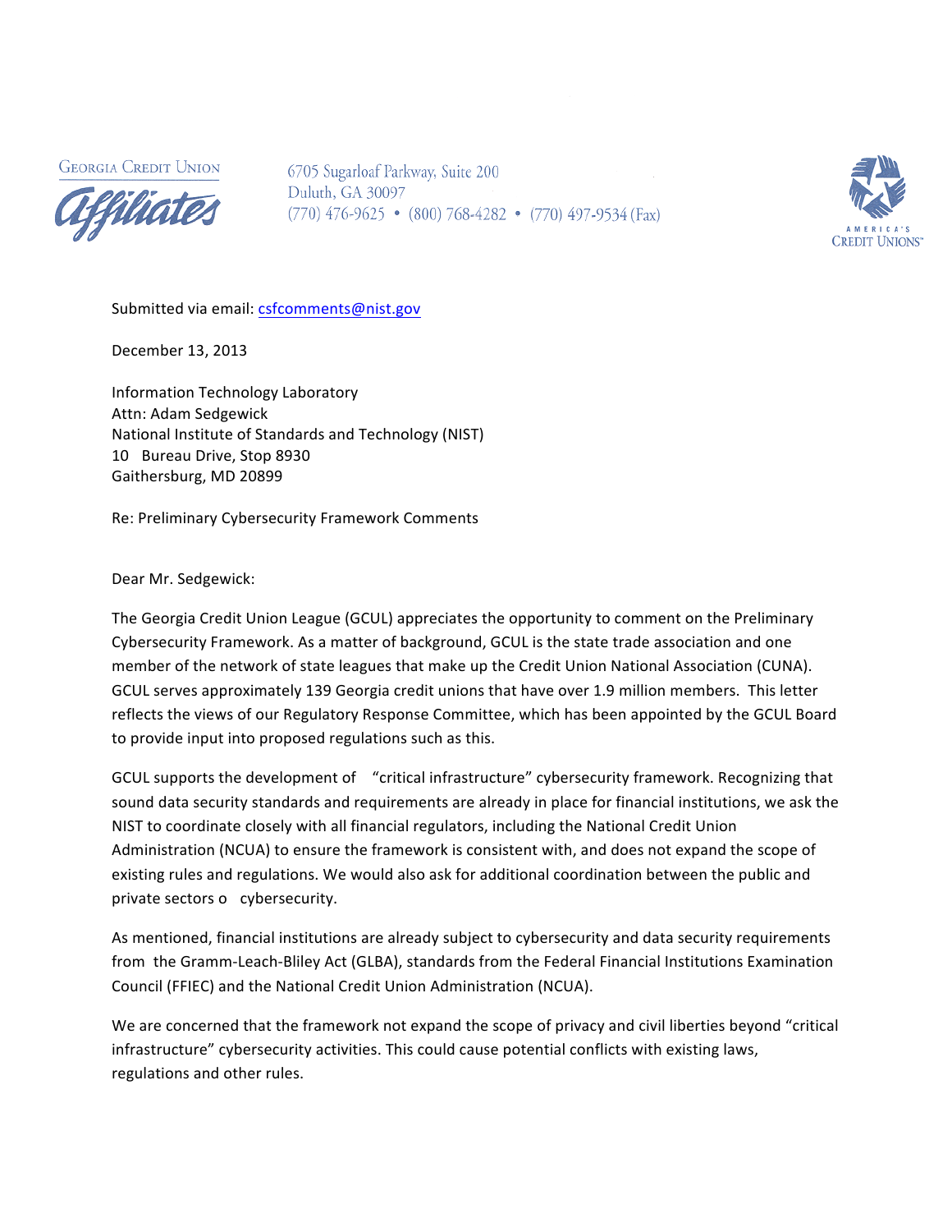GEORGIA CREDIT UNION

Affiliates

6705 Sugarloaf Parkway, Suite 200
Duluth, GA 30097
(770) 476-9625 • (800) 768-4282 • (770) 497-9534 (Fax)

AMERICA'S CREDIT UNIONS™

Submitted via email: csfcomments@nist.gov

December 13, 2013

Information Technology Laboratory
Attn: Adam Sedgewick
National Institute of Standards and Technology (NIST)
10 Bureau Drive, Stop 8930
Gaithersburg, MD 20899

Re: Preliminary Cybersecurity Framework Comments

Dear Mr. Sedgewick:

The Georgia Credit Union League (GCUL) appreciates the opportunity to comment on the Preliminary Cybersecurity Framework. As a matter of background, GCUL is the state trade association and one member of the network of state leagues that make up the Credit Union National Association (CUNA). GCUL serves approximately 139 Georgia credit unions that have over 1.9 million members. This letter reflects the views of our Regulatory Response Committee, which has been appointed by the GCUL Board to provide input into proposed regulations such as this.

GCUL supports the development of "critical infrastructure" cybersecurity framework. Recognizing that sound data security standards and requirements are already in place for financial institutions, we ask the NIST to coordinate closely with all financial regulators, including the National Credit Union Administration (NCUA) to ensure the framework is consistent with, and does not expand the scope of existing rules and regulations. We would also ask for additional coordination between the public and private sectors o cybersecurity.

As mentioned, financial institutions are already subject to cybersecurity and data security requirements from the Gramm-Leach-Bliley Act (GLBA), standards from the Federal Financial Institutions Examination Council (FFIEC) and the National Credit Union Administration (NCUA).

We are concerned that the framework not expand the scope of privacy and civil liberties beyond "critical infrastructure" cybersecurity activities. This could cause potential conflicts with existing laws, regulations and other rules.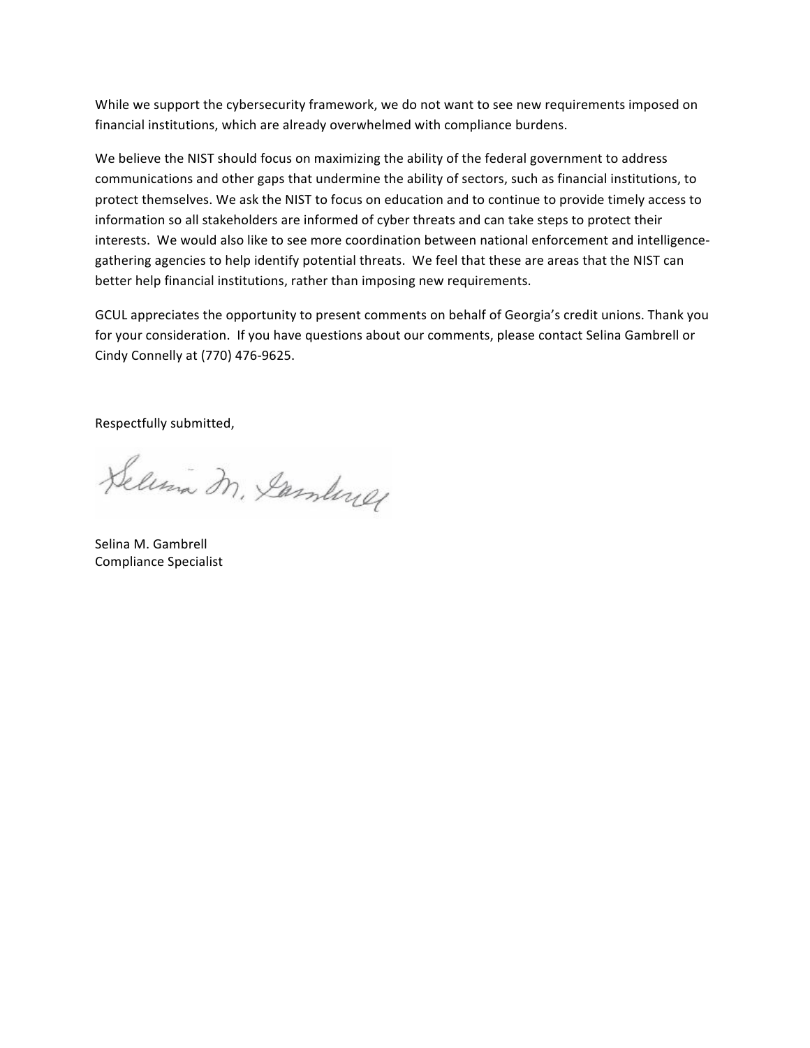While we support the cybersecurity framework, we do not want to see new requirements imposed on financial institutions, which are already overwhelmed with compliance burdens.

We believe the NIST should focus on maximizing the ability of the federal government to address communications and other gaps that undermine the ability of sectors, such as financial institutions, to protect themselves. We ask the NIST to focus on education and to continue to provide timely access to information so all stakeholders are informed of cyber threats and can take steps to protect their interests. We would also like to see more coordination between national enforcement and intelligence-gathering agencies to help identify potential threats. We feel that these are areas that the NIST can better help financial institutions, rather than imposing new requirements.

GCUL appreciates the opportunity to present comments on behalf of Georgia's credit unions. Thank you for your consideration. If you have questions about our comments, please contact Selina Gambrell or Cindy Connelly at (770) 476-9625.

Respectfully submitted,

Selina M. Gambrell

Selina M. Gambrell
Compliance Specialist